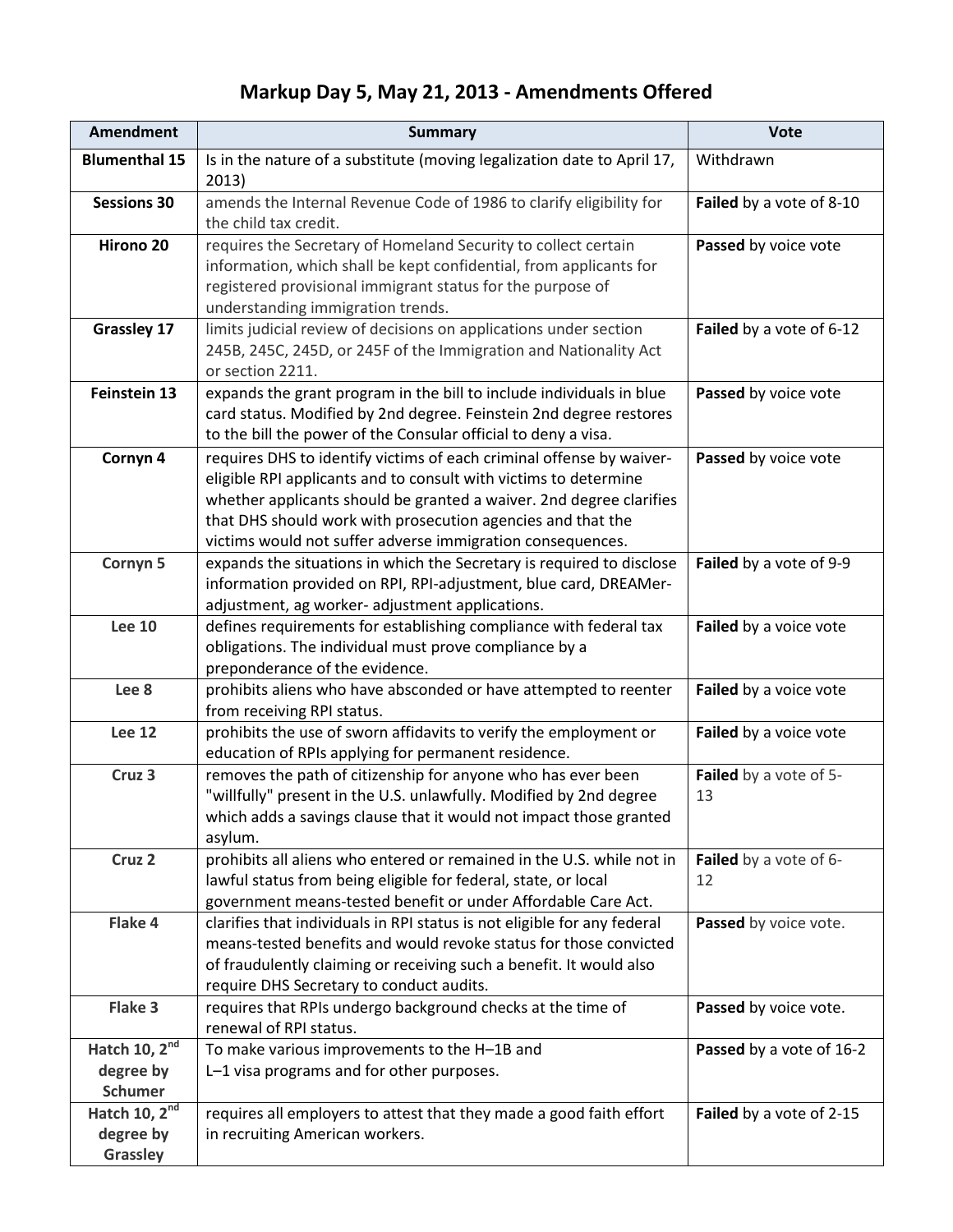# Markup Day 5, May 21, 2013 - Amendments Offered

| Amendment | Summary | Vote |
|---|---|---|
| **Blumenthal 15** | Is in the nature of a substitute (moving legalization date to April 17, 2013) | Withdrawn |
| **Sessions 30** | amends the Internal Revenue Code of 1986 to clarify eligibility for the child tax credit. | **Failed** by a vote of 8-10 |
| **Hirono 20** | requires the Secretary of Homeland Security to collect certain information, which shall be kept confidential, from applicants for registered provisional immigrant status for the purpose of understanding immigration trends. | **Passed** by voice vote |
| **Grassley 17** | limits judicial review of decisions on applications under section 245B, 245C, 245D, or 245F of the Immigration and Nationality Act or section 2211. | **Failed** by a vote of 6-12 |
| **Feinstein 13** | expands the grant program in the bill to include individuals in blue card status. Modified by 2nd degree. Feinstein 2nd degree restores to the bill the power of the Consular official to deny a visa. | **Passed** by voice vote |
| **Cornyn 4** | requires DHS to identify victims of each criminal offense by waiver-eligible RPI applicants and to consult with victims to determine whether applicants should be granted a waiver. 2nd degree clarifies that DHS should work with prosecution agencies and that the victims would not suffer adverse immigration consequences. | **Passed** by voice vote |
| **Cornyn 5** | expands the situations in which the Secretary is required to disclose information provided on RPI, RPI-adjustment, blue card, DREAMer-adjustment, ag worker- adjustment applications. | **Failed** by a vote of 9-9 |
| **Lee 10** | defines requirements for establishing compliance with federal tax obligations. The individual must prove compliance by a preponderance of the evidence. | **Failed** by a voice vote |
| **Lee 8** | prohibits aliens who have absconded or have attempted to reenter from receiving RPI status. | **Failed** by a voice vote |
| **Lee 12** | prohibits the use of sworn affidavits to verify the employment or education of RPIs applying for permanent residence. | **Failed** by a voice vote |
| **Cruz 3** | removes the path of citizenship for anyone who has ever been "willfully" present in the U.S. unlawfully. Modified by 2nd degree which adds a savings clause that it would not impact those granted asylum. | **Failed** by a vote of 5-13 |
| **Cruz 2** | prohibits all aliens who entered or remained in the U.S. while not in lawful status from being eligible for federal, state, or local government means-tested benefit or under Affordable Care Act. | **Failed** by a vote of 6-12 |
| **Flake 4** | clarifies that individuals in RPI status is not eligible for any federal means-tested benefits and would revoke status for those convicted of fraudulently claiming or receiving such a benefit. It would also require DHS Secretary to conduct audits. | **Passed** by voice vote. |
| **Flake 3** | requires that RPIs undergo background checks at the time of renewal of RPI status. | **Passed** by voice vote. |
| **Hatch 10, 2nd degree by Schumer** | To make various improvements to the H–1B and L–1 visa programs and for other purposes. | **Passed** by a vote of 16-2 |
| **Hatch 10, 2nd degree by Grassley** | requires all employers to attest that they made a good faith effort in recruiting American workers. | **Failed** by a vote of 2-15 |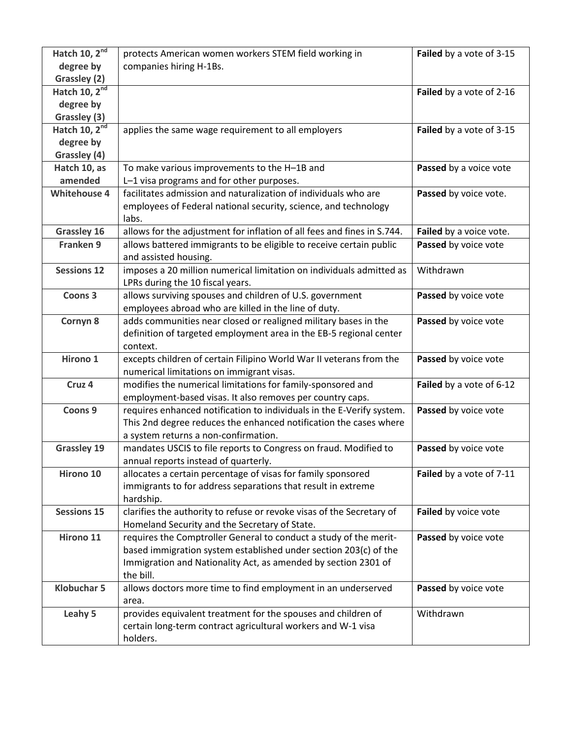| | | |
|---|---|---|
| **Hatch 10, 2nd degree by Grassley (2)** | protects American women workers STEM field working in companies hiring H-1Bs. | **Failed** by a vote of 3-15 |
| **Hatch 10, 2nd degree by Grassley (3)** | | **Failed** by a vote of 2-16 |
| **Hatch 10, 2nd degree by Grassley (4)** | applies the same wage requirement to all employers | **Failed** by a vote of 3-15 |
| **Hatch 10, as amended** | To make various improvements to the H–1B and L–1 visa programs and for other purposes. | **Passed** by a voice vote |
| **Whitehouse 4** | facilitates admission and naturalization of individuals who are employees of Federal national security, science, and technology labs. | **Passed** by voice vote. |
| **Grassley 16** | allows for the adjustment for inflation of all fees and fines in S.744. | **Failed** by a voice vote. |
| **Franken 9** | allows battered immigrants to be eligible to receive certain public and assisted housing. | **Passed** by voice vote |
| **Sessions 12** | imposes a 20 million numerical limitation on individuals admitted as LPRs during the 10 fiscal years. | Withdrawn |
| **Coons 3** | allows surviving spouses and children of U.S. government employees abroad who are killed in the line of duty. | **Passed** by voice vote |
| **Cornyn 8** | adds communities near closed or realigned military bases in the definition of targeted employment area in the EB-5 regional center context. | **Passed** by voice vote |
| **Hirono 1** | excepts children of certain Filipino World War II veterans from the numerical limitations on immigrant visas. | **Passed** by voice vote |
| **Cruz 4** | modifies the numerical limitations for family-sponsored and employment-based visas. It also removes per country caps. | **Failed** by a vote of 6-12 |
| **Coons 9** | requires enhanced notification to individuals in the E-Verify system. This 2nd degree reduces the enhanced notification the cases where a system returns a non-confirmation. | **Passed** by voice vote |
| **Grassley 19** | mandates USCIS to file reports to Congress on fraud. Modified to annual reports instead of quarterly. | **Passed** by voice vote |
| **Hirono 10** | allocates a certain percentage of visas for family sponsored immigrants to for address separations that result in extreme hardship. | **Failed** by a vote of 7-11 |
| **Sessions 15** | clarifies the authority to refuse or revoke visas of the Secretary of Homeland Security and the Secretary of State. | **Failed** by voice vote |
| **Hirono 11** | requires the Comptroller General to conduct a study of the merit-based immigration system established under section 203(c) of the Immigration and Nationality Act, as amended by section 2301 of the bill. | **Passed** by voice vote |
| **Klobuchar 5** | allows doctors more time to find employment in an underserved area. | **Passed** by voice vote |
| **Leahy 5** | provides equivalent treatment for the spouses and children of certain long-term contract agricultural workers and W-1 visa holders. | Withdrawn |